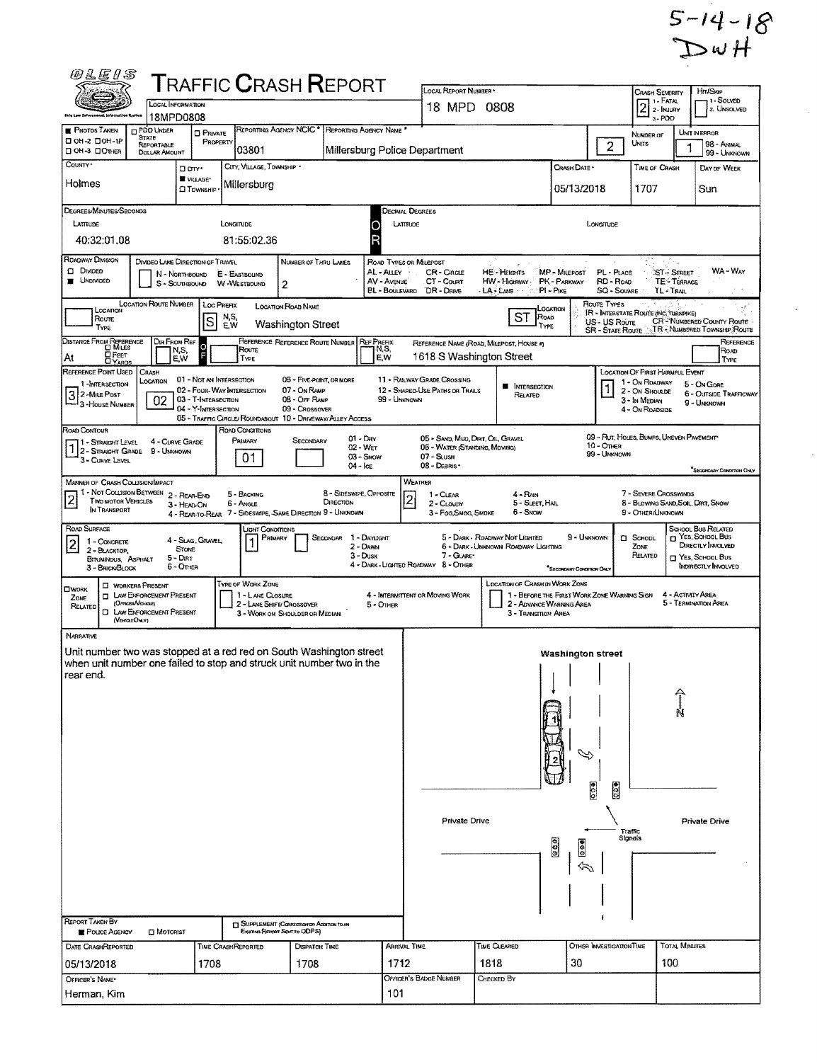5-14-18
DWH

# TRAFFIC CRASH REPORT

OLEIS — Ohio Law Enforcement Information System

| Field | Value |
|---|---|
| Local Information | 18MPD0808 |
| Local Report Number | 18 MPD 0808 |
| Crash Severity (1 - Fatal, 2 - Injury, 3 - PDO) | 2 |
| Hit/Skip (1 - Solved, 2 - Unsolved) | |
| Photos Taken | ☐ OH-2 ☐ OH-1P ☐ OH-3 ☐ Other |
| PDO Under State Reportable Dollar Amount | ☐ |
| Private Property | ☐ |
| Reporting Agency NCIC | 03801 |
| Reporting Agency Name | Millersburg Police Department |
| Number of Units | 2 |
| Unit in Error (98 - Animal, 99 - Unknown) | 1 |
| County | Holmes |
| City, Village, Township | ■ Village — Millersburg |
| Crash Date | 05/13/2018 |
| Time of Crash | 1707 |
| Day of Week | Sun |

**Degrees/Minutes/Seconds**

| Latitude | Longitude |
|---|---|
| 40:32:01.08 | 81:55:02.36 |

**Decimal Degrees** — Latitude: (blank) Longitude: (blank)

| Field | Value |
|---|---|
| Roadway Division | ■ Undivided |
| Divided Lane Direction of Travel | (N - Northbound, S - Southbound, E - Eastbound, W - Westbound) |
| Number of Thru Lanes | 2 |
| Location Route Number | |
| Loc Prefix (N,S,E,W) | S |
| Location Road Name | Washington Street |
| Location Road Type | ST |
| Distance From Reference | |
| Dir From Ref | |
| Reference Route Type | |
| Reference Name (Road, Milepost, House #) | At 1618 S Washington Street |
| Reference Point Used (1 - Intersection, 2 - Mile Post, 3 - House Number) | 3 |
| Crash Location | 02 |
| Intersection Related | ■ |
| Location of First Harmful Event | 1 |
| Road Contour | 1 |
| Road Conditions — Primary | 01 |
| Road Conditions — Secondary | |
| Manner of Crash Collision/Impact | 2 |
| Weather | 2 |
| Road Surface | 2 |
| Light Conditions — Primary | 1 |
| Light Conditions — Secondary | |
| School Zone Related | ☐ |
| Work Zone Related | ☐ |

Code legends:
- Road Types: AL - Alley, AV - Avenue, BL - Boulevard, CR - Circle, CT - Court, DR - Drive, HE - Heights, HW - Highway, LA - Lane, MP - Milepost, PK - Parkway, PI - Pike, PL - Place, RD - Road, SQ - Square, ST - Street, TE - Terrace, TL - Trail, WA - Way
- Route Types: IR - Interstate Route (inc. Turnpike), US - US Route, SR - State Route, CR - Numbered County Route, TR - Numbered Township Route
- Crash Location: 01 - Not an Intersection, 02 - Four-Way Intersection, 03 - T-Intersection, 04 - Y-Intersection, 05 - Traffic Circle/Roundabout, 06 - Five-Point, or More, 07 - On Ramp, 08 - Off Ramp, 09 - Crossover, 10 - Driveway/Alley Access, 11 - Railway Grade Crossing, 12 - Shared-Use Paths or Trails, 99 - Unknown
- Location of First Harmful Event: 1 - On Roadway, 2 - On Shoulde, 3 - In Median, 4 - On Roadside, 5 - On Gore, 6 - Outside Trafficway, 9 - Unknown
- Road Contour: 1 - Straight Level, 2 - Straight Grade, 3 - Curve Level, 4 - Curve Grade, 9 - Unknown
- Road Conditions: 01 - Dry, 02 - Wet, 03 - Snow, 04 - Ice, 05 - Sand, Mud, Dirt, Oil, Gravel, 06 - Water (Standing, Moving), 07 - Slush, 08 - Debris*, 09 - Rut, Holes, Bumps, Uneven Pavement*, 10 - Other, 99 - Unknown (*Secondary Condition Only)
- Manner of Crash: 1 - Not Collision Between Two Motor Vehicles In Transport, 2 - Rear-End, 3 - Head-On, 4 - Rear-to-Rear, 5 - Backing, 6 - Angle, 7 - Sideswipe, Same Direction, 8 - Sideswipe, Opposite Direction, 9 - Unknown
- Weather: 1 - Clear, 2 - Cloudy, 3 - Fog, Smog, Smoke, 4 - Rain, 5 - Sleet, Hail, 6 - Snow, 7 - Severe Crosswinds, 8 - Blowing Sand, Soil, Dirt, Snow, 9 - Other/Unknown
- Road Surface: 1 - Concrete, 2 - Blacktop, Bituminous, Asphalt, 3 - Brick/Block, 4 - Slag, Gravel, Stone, 5 - Dirt, 6 - Other
- Light Conditions: 1 - Daylight, 2 - Dawn, 3 - Dusk, 4 - Dark - Lighted Roadway, 5 - Dark - Roadway Not Lighted, 6 - Dark - Unknown Roadway Lighting, 7 - Glare*, 8 - Other, 9 - Unknown
- School Bus Related: ☐ Yes, School Bus Directly Involved; ☐ Yes, School Bus Indirectly Involved
- Work Zone: ☐ Workers Present, ☐ Law Enforcement Present (Officer/Vehicle), ☐ Law Enforcement Present (Vehicle Only)
- Type of Work Zone: 1 - Lane Closure, 2 - Lane Shift/Crossover, 3 - Work on Shoulder or Median, 4 - Intermittent or Moving Work, 5 - Other
- Location of Crash in Work Zone: 1 - Before the First Work Zone Warning Sign, 2 - Advance Warning Area, 3 - Transition Area, 4 - Activity Area, 5 - Termination Area

## Narrative

Unit number two was stopped at a red red on South Washington street when unit number one failed to stop and struck unit number two in the rear end.

Diagram labels: Washington street; N; 1; 2; Private Drive; Private Drive; Traffic Signals

| Report Taken By | Supplement |
|---|---|
| ■ Police Agency ☐ Motorist | ☐ Supplement (Correction or Addition to an Existing Report Sent to ODPS) |

| Date Crash Reported | Time Crash Reported | Dispatch Time | Arrival Time | Time Cleared | Other Investigation Time | Total Minutes |
|---|---|---|---|---|---|---|
| 05/13/2018 | 1708 | 1708 | 1712 | 1818 | 30 | 100 |

| Officer's Name | Officer's Badge Number | Checked By |
|---|---|---|
| Herman, Kim | 101 | |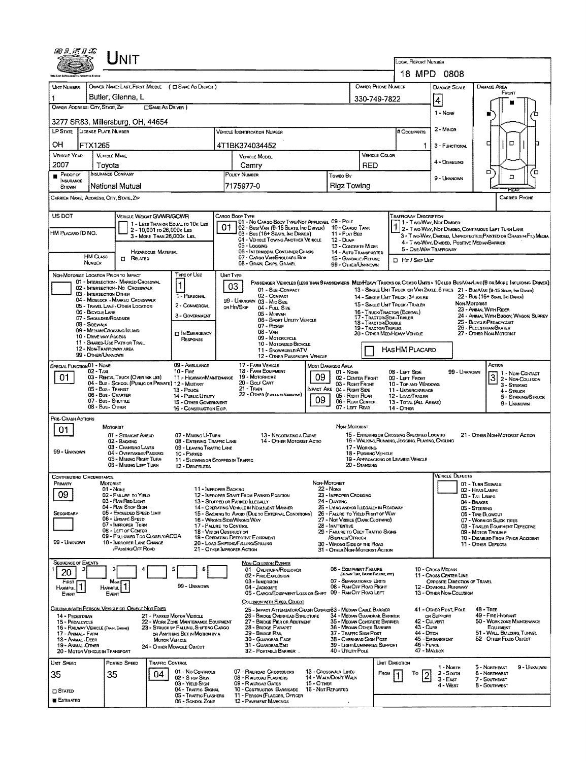# UNIT

**Local Report Number:** 18 MPD 0808

| Unit Number | Owner Name: Last, First, Middle (☐ Same As Driver) | Owner Phone Number | Damage Scale | Damage Area |
|---|---|---|---|---|
| 1 | Butler, Glenna, L | 330-749-7822 | 4 | Front |

**Owner Address: City, State, Zip** (☐ Same As Driver)
3277 SR83, Millersburg, OH, 44654

Damage Scale: 1 - None; 2 - Minor; 3 - Functional; 4 - Disabling; 9 - Unknown

| LP State | License Plate Number | Vehicle Identification Number | # Occupants |
|---|---|---|---|
| OH | FTX1265 | 4T1BK374034452 | 1 |

| Vehicle Year | Vehicle Make | Vehicle Model | Vehicle Color |
|---|---|---|---|
| 2007 | Toyota | Camry | RED |

| Proof of Insurance Shown | Insurance Company | Policy Number | Towed By |
|---|---|---|---|
| ■ | National Mutual | 7175977-0 | Rigz Towing |

**Carrier Name, Address, City, State, Zip:**

**Carrier Phone:**

**US DOT:**

**HM Placard ID No.:**

**Vehicle Weight GVWR/GCWR:** 1 - Less Than or Equal to 10K Lbs; 2 - 10,001 to 26,000K Lbs; 3 - More Than 26,000K Lbs.

**HM Class Number:** ☐ Related — Hazardous Material

**Cargo Body Type:** 01
01 - No Cargo Body Type/Not Applicabl; 02 - Bus/Van (9-15 Seats, Inc Driver); 03 - Bus (16+ Seats, Inc Driver); 04 - Vehicle Towing Another Vehicle; 05 - Logging; 06 - Intermodal Container Chasis; 07 - Cargo Van/Enclosed Box; 08 - Grain, Chips, Gravel; 09 - Pole; 10 - Cargo Tank; 11 - Flat Bed; 12 - Dump; 13 - Concrete Mixer; 14 - Auto Transporter; 15 - Garbage/Refuse; 99 - Other/Unknown

**Trafficway Description:** 1
1 - Two-Way, Not Divided; 2 - Two-Way, Not Divided, Continuous Left Turn Lane; 3 - Two-Way, Divided, Unprotected(Painted or Grass >4Ft.) Media; 4 - Two-Way, Divided, Positive Median Barrier; 5 - One-Way Trafficway

☐ Hit / Skip Unit

**Non-Motorist Location Prior to Impact:**
01 - Intersection - Marked Crosswal; 02 - Intersection - No Crosswalk; 03 - Intersection Other; 04 - Midblock - Marked Crosswalk; 05 - Travel Lane - Other Location; 06 - Bicycle Lane; 07 - Shoulder/Roadside; 08 - Sidewalk; 09 - Median/Crossing Island; 10 - Drive way Access; 11 - Shared-Use Path or Trail; 12 - Non-Trafficway Area; 99 - Other/Unknown

**Type of Use:** 1
1 - Personal; 2 - Commercial; 3 - Government; ☐ In Emergency Response

**Unit Type:** 03
Passenger Vehicles (less than 9 passengers): 01 - Sub-Compact; 02 - Compact; 99 - Unknown 03 - Mid Size; or Hit/Skip 04 - Full Size; 05 - Minivan; 06 - Sport Utility Vehicle; 07 - Pickup; 08 - Van; 09 - Motorcycle; 10 - Motorized Bicycle; 11 - Snowmobile/ATV; 12 - Other Passenger Vehicle
Med/Heavy Trucks or Combo Units > 10K lbs Bus/Van/Limo (9 or More Including Driver): 13 - Single Unit Truck or Van 2axle, 6 Tires; 14 - Single Unit Truck: 3+ Axles; 15 - Single Unit Truck / Trailer; 16 - Truck/Tractor (Bobtail); 17 - Tractor/Semi-Trailer; 18 - Tractor/Double; 19 - Tractor/Triples; 20 - Other Med/Heavy Vehicle; 21 - Bus/Van (9-15 Seats, Inc Driver); 22 - Bus (16+ Seats, Inc Driver)
Non-Motorist: 23 - Animal With Rider; 24 - Animal With Buggy, Wagon, Surrey; 25 - Bicycle/Pedacyclist; 26 - Pedestrian/Skater; 27 - Other Non-Motorist

☐ Has HM Placard

**Special Function:** 01
01 - None; 02 - Taxi; 03 - Rental Truck (Over 10K lbs); 04 - Bus - School (Public or Private); 05 - Bus - Transit; 06 - Bus - Charter; 07 - Bus - Shuttle; 08 - Bus - Other; 09 - Ambulance; 10 - Fire; 11 - Highway/Maintenance; 12 - Military; 13 - Police; 14 - Public Utility; 15 - Other Government; 16 - Construction Eqip.; 17 - Farm Vehicle; 18 - Farm Equipment; 19 - Motorhome; 20 - Golf Cart; 21 - Train; 22 - Other (Explain in Narrative)

**Most Damaged Area:** 09
**Impact Area:** 09
01 - None; 02 - Center Front; 03 - Right Front; 04 - Right Side; 05 - Right Rear; 06 - Rear Center; 07 - Left Rear; 08 - Left Side; 09 - Left Front; 10 - Top and Windows; 11 - Undercarriage; 12 - Load/Trailer; 13 - Total (All Areas); 14 - Other; 99 - Unknown

**Action:** 3
1 - Non-Contact; 2 - Non-Collision; 3 - Striking; 4 - Struck; 5 - Striking/Struck; 9 - Unknown

**Pre-Crash Actions:** 01
Motorist: 01 - Straight Ahead; 02 - Backing; 03 - Changing Lanes; 04 - Overtaking/Passing; 05 - Making Right Turn; 06 - Making Left Turn; 07 - Making U-Turn; 08 - Entering Traffic Lane; 09 - Leaving Traffic Lane; 10 - Parked; 11 - Slowing or Stopped in Traffic; 12 - Driverless; 13 - Negotiating a Curve; 14 - Other Motorist Actio; 99 - Unknown
Non-Motorist: 15 - Entering or Crossing Specified Locatio; 16 - Walking, Running, Jogging, Playing, Cycling; 17 - Working; 18 - Pushing Vehicle; 19 - Approaching or Leaving Vehicle; 20 - Standing; 21 - Other Non-Motorist Action

**Contributing Circumstance:**
Primary: 09
Secondary:
Motorist: 01 - None; 02 - Failure to Yield; 03 - Ran Red Light; 04 - Ran Stop Sign; 05 - Exceeded Speed Limit; 06 - Unsafe Speed; 07 - Improper Turn; 08 - Left of Center; 09 - Followed Too Closely/ACDA; 10 - Improper Lane Change /Passing/Off Road; 11 - Improper Backing; 12 - Improper Start From Parked Position; 13 - Stopped or Parked Illegally; 14 - Operating Vehicle in Negligent Manner; 15 - Swering to Avoid (Due to External Conditions); 16 - Wrong Side/Wrong Way; 17 - Failure to Control; 18 - Vision Obstruction; 19 - Operating Defective Equipment; 20 - Load Shifting/Falling/Spilling; 21 - Other Improper Action; 99 - Unknown
Non-Motorist: 22 - None; 23 - Improper Crossing; 24 - Darting; 25 - Lying and/or Illegally in Roadway; 26 - Failure to Yield Right of Way; 27 - Not Visible (Dark Clothing); 28 - Inattentive; 29 - Failure to Obey Traffic Signs /Signals/Officer; 30 - Wrong Side of the Road; 31 - Other Non-Motorist Action

**Vehicle Defects:**
01 - Turn Signals; 02 - Head Lamps; 03 - Tail Lamps; 04 - Brakes; 05 - Steering; 06 - Tire Blowout; 07 - Worn or Slick Tires; 08 - Trailer Equipment Defective; 09 - Motor Trouble; 10 - Disabled From Prior Accident; 11 - Other Defects

**Sequence of Events:**

| 1 | 2 | 3 | 4 | 5 | 6 |
|---|---|---|---|---|---|
| 20 | | | | | |

First Harmful Event: 1
Most Harmful Event: 1
99 - Unknown

Non-Collision Events: 01 - Overturn/Rollover; 02 - Fire/Explosion; 03 - Immersion; 04 - Jackknife; 05 - Cargo/Equipment Loss or Shift; 06 - Equipment Failure (Blown Tire, Brake Failure, etc); 07 - Separation of Units; 08 - Ran Off Road Right; 09 - Ran Off Road Left; 10 - Cross Median; 11 - Cross Center Line Opposite Direction of Travel; 12 - Downhill Runaway; 13 - Other Non-Collision

Collision with Person, Vehicle or Object Not Fixed: 14 - Pedestrian; 15 - Pedalcycle; 16 - Railway Vehicle (Train, Engine); 17 - Animal - Farm; 18 - Animal - Deer; 19 - Animal - Other; 20 - Motor Vehicle in Transport; 21 - Parked Motor Vehicle; 22 - Work Zone Maintenance Equipment; 23 - Struck by Falling, Shifting Cargo or Anything Set in Motion by a Motor Vehicle; 24 - Other Movable Object

Collision with Fixed, Object: 25 - Impact Attenuator/Crash Cushion; 26 - Bridge Overhead Structure; 27 - Bridge Pier or Abutment; 28 - Bridge Parapet; 29 - Bridge Rail; 30 - Guardrail Face; 31 - Guardrail End; 32 - Portable Barrier; 33 - Median Cable Barrier; 34 - Median Guardrail Barrier; 35 - Median Concrete Barrier; 36 - Median Other Barrier; 37 - Traffic Sign Post; 38 - Overhead Sign Post; 39 - Light/Luminaries Support; 40 - Utility Pole; 41 - Other Post, Pole or Support; 42 - Culvert; 43 - Curb; 44 - Ditch; 45 - Embankment; 46 - Fence; 47 - Mailbox; 48 - Tree; 49 - Fire Hydrant; 50 - Work Zone Maintenance Equipment; 51 - Wall, Building, Tunnel; 52 - Other Fixed Object

| Unit Speed | Posted Speed | Traffic Control | Unit Direction |
|---|---|---|---|
| 35 | 35 | 04 | From 1 To 2 |

☐ Stated
■ Estimated

Traffic Control: 01 - No Controls; 02 - Stop Sign; 03 - Yield Sign; 04 - Traffic Signal; 05 - Traffic Flashers; 06 - School Zone; 07 - Railroad Crossbucks; 08 - Railroad Flashers; 09 - Railroad Gates; 10 - Costruction Barricade; 11 - Person (Flagger, Officer); 12 - Pavement Markings; 13 - Crosswalk Lines; 14 - Walk/Don't Walk; 15 - Other; 16 - Not Reported

Unit Direction: 1 - North; 2 - South; 3 - East; 4 - West; 5 - Northeast; 6 - Northwest; 7 - Southeast; 8 - Southwest; 9 - Unknown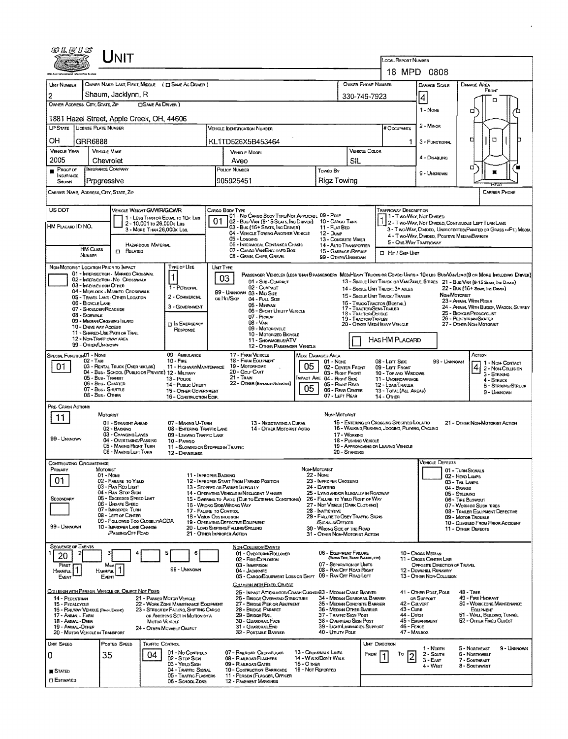# Unit

**Local Report Number:** 18 MPD 0808

| Unit Number | Owner Name: Last, First, Middle (☐ Same As Driver) | Owner Phone Number | Damage Scale | Damage Area |
|---|---|---|---|---|
| 2 | Shaum, Jacklynn, R | 330-749-7923 | 4 | Front |

**Owner Address: City, State, Zip** (☐ Same As Driver): 1881 Hazel Street, Apple Creek, OH, 44606

Damage Scale: 1 - None, 2 - Minor, 3 - Functional, 4 - Disabling, 9 - Unknown

| LP State | License Plate Number | Vehicle Identification Number | # Occupants |
|---|---|---|---|
| OH | GRR6888 | KL1TD526X5B453464 | 1 |

| Vehicle Year | Vehicle Make | Vehicle Model | Vehicle Color |
|---|---|---|---|
| 2005 | Chevrolet | Aveo | SIL |

| Proof of Insurance Shown | Insurance Company | Policy Number | Towed By |
|---|---|---|---|
| ■ | Prpgressive | 905925451 | Rigz Towing |

Carrier Name, Address, City, State, Zip | Carrier Phone

US DOT

Vehicle Weight GVWR/GCWR: 1 - Less Than or Equal to 10k Lbs; 2 - 10,001 to 26,000k Lbs; 3 - More Than 26,000k Lbs.

HM Placard ID No.

HM Class Number | Hazardous Material ☐ Related

Cargo Body Type: **01** — 01 - No Cargo Body Type/Not Applicable; 02 - Bus/Van (9-15 Seats, Inc Driver); 03 - Bus (16+ Seats, Inc Driver); 04 - Vehicle Towing Another Vehicle; 05 - Logging; 06 - Intermodal Container Chasis; 07 - Cargo Van/Enclosed Box; 08 - Grain, Chips, Gravel; 09 - Pole; 10 - Cargo Tank; 11 - Flat Bed; 12 - Dump; 13 - Concrete Mixer; 14 - Auto Transporter; 15 - Garbage/Refuse; 99 - Other/Unknown

Trafficway Description: **1** — 1 - Two-Way, Not Divided; 2 - Two-Way, Not Divided, Continuous Left Turn Lane; 3 - Two-Way, Divided, Unprotected (Painted or Grass >4Ft.) Media; 4 - Two-Way, Divided, Positive Median Barrier; 5 - One-Way Trafficway

☐ Hit / Skip Unit

Non-Motorist Location Prior to Impact: 01 - Intersection - Marked Crosswalk; 02 - Intersection - No Crosswalk; 03 - Intersection Other; 04 - Midblock - Marked Crosswalk; 05 - Travel Lane - Other Location; 06 - Bicycle Lane; 07 - Shoulder/Roadside; 08 - Sidewalk; 09 - Median/Crossing Island; 10 - Drive way Access; 11 - Shared-Use Path or Trail; 12 - Non-Trafficway Area; 99 - Other/Unknown

Type of Use: **1** — 1 - Personal; 2 - Commercial; 3 - Government; ☐ In Emergency Response

Unit Type: **03** — Passenger Vehicles (less than 9 passengers): 01 - Sub-Compact; 02 - Compact; 99 - Unknown; 03 - Mid Size; or Hit/Skip; 04 - Full Size; 05 - Minivan; 06 - Sport Utility Vehicle; 07 - Pickup; 08 - Van; 09 - Motorcycle; 10 - Motorized Bicycle; 11 - Snowmobile/ATV; 12 - Other Passenger Vehicle. Med/Heavy Trucks or Combo Units > 10k lbs Bus/Van/Limo (9 or More Including Driver): 13 - Single Unit Truck or Van 2axle, 6 Tires; 14 - Single Unit Truck; 3+ Axles; 15 - Single Unit Truck / Trailer; 16 - Truck/Tractor (Bobtail); 17 - Tractor/Semi-Trailer; 18 - Tractor/Double; 19 - Tractor/Triples; 20 - Other Med/Heavy Vehicle; 21 - Bus/Van (9-15 Seats, Inc Driver); 22 - Bus (16+ Seats, Inc Driver). Non-Motorist: 23 - Animal With Rider; 24 - Animal With Buggy, Wagon, Surrey; 25 - Bicycle/Pedacyclist; 26 - Pedestrian/Skater; 27 - Other Non-Motorist

☐ Has HM Placard

Special Function: **01** — 01 - None; 02 - Taxi; 03 - Rental Truck (Over 10k lbs); 04 - Bus - School (Public or Private); 05 - Bus - Transit; 06 - Bus - Charter; 07 - Bus - Shuttle; 08 - Bus - Other; 09 - Ambulance; 10 - Fire; 11 - Highway/Maintenance; 12 - Military; 13 - Police; 14 - Public Utility; 15 - Other Government; 16 - Construction Eqip.; 17 - Farm Vehicle; 18 - Farm Equipment; 19 - Motorhome; 20 - Golf Cart; 21 - Train; 22 - Other (Explain in Narrative)

Most Damaged Area: **05**; Impact Area: **05** — 01 - None; 02 - Center Front; 03 - Right Front; 04 - Right Side; 05 - Right Rear; 06 - Rear Center; 07 - Left Rear; 08 - Left Side; 09 - Left Front; 10 - Top and Windows; 11 - Undercarriage; 12 - Load/Trailer; 13 - Total (All Areas); 14 - Other; 99 - Unknown

Action: **4** — 1 - Non-Contact; 2 - Non-Collision; 3 - Striking; 4 - Struck; 5 - Striking/Struck; 9 - Unknown

Pre-Crash Actions: **11** — Motorist: 01 - Straight Ahead; 02 - Backing; 03 - Changing Lanes; 04 - Overtaking/Passing; 05 - Making Right Turn; 06 - Making Left Turn; 07 - Making U-Turn; 08 - Entering Traffic Lane; 09 - Leaving Traffic Lane; 10 - Parked; 11 - Slowing or Stopped in Traffic; 12 - Driverless; 13 - Negotiating a Curve; 14 - Other Motorist Actio; 99 - Unknown. Non-Motorist: 15 - Entering or Crossing Specified Locatio; 16 - Walking, Running, Jogging, Playing, Cycling; 17 - Working; 18 - Pushing Vehicle; 19 - Approaching or Leaving Vehicle; 20 - Standing; 21 - Other Non-Motorist Action

Contributing Circumstance: Primary **01**; Secondary — Motorist: 01 - None; 02 - Failure to Yield; 03 - Ran Red Light; 04 - Ran Stop Sign; 05 - Exceeded Speed Limit; 06 - Unsafe Speed; 07 - Improper Turn; 08 - Left of Center; 09 - Followed Too Closely/ACDA; 10 - Improper Lane Change /Passing/Off Road; 11 - Improper Backing; 12 - Improper Start From Parked Position; 13 - Stopped or Parked Illegally; 14 - Operating Vehicle in Negligent Manner; 15 - Swering to Avoid (Due to External Conditions); 16 - Wrong Side/Wrong Way; 17 - Failure to Control; 18 - Vision Obstruction; 19 - Operating Defective Equipment; 20 - Load Shifting/Falling/Spilling; 21 - Other Improper Action; 99 - Unknown. Non-Motorist: 22 - None; 23 - Improper Crossing; 24 - Darting; 25 - Lying and/or Illegally in Roadway; 26 - Failure to Yield Right of Way; 27 - Not Visible (Dark Clothing); 28 - Inattentive; 29 - Failure to Obey Traffic Signs /Signals/Officer; 30 - Wrong Side of the Road; 31 - Other Non-Motorist Action

Vehicle Defects: 01 - Turn Signals; 02 - Head Lamps; 03 - Tail Lamps; 04 - Brakes; 05 - Steering; 06 - Tire Blowout; 07 - Worn or Slick Tires; 08 - Trailer Equipment Defective; 09 - Motor Trouble; 10 - Disabled From Prior Accident; 11 - Other Defects

Sequence of Events: 1: **20**; 2; 3; 4; 5; 6 — First Harmful Event: **1**; Most Harmful Event: **1**; 99 - Unknown

Non-Collision Events: 01 - Overturn/Rollover; 02 - Fire/Explosion; 03 - Immersion; 04 - Jackknife; 05 - Cargo/Equipment Loss or Shift; 06 - Equipment Failure (Blown Tire, Brake Failure, etc); 07 - Separation of Units; 08 - Ran Off Road Right; 09 - Ran Off Road Left; 10 - Cross Median; 11 - Cross Center Line Opposite Direction of Travel; 12 - Downhill Runaway; 13 - Other Non-Collision

Collision with Person, Vehicle or Object Not Fixed: 14 - Pedestrian; 15 - Pedalcycle; 16 - Railway Vehicle (Train, Engine); 17 - Animal - Farm; 18 - Animal - Deer; 19 - Animal-Other; 20 - Motor Vehicle in Transport; 21 - Parked Motor Vehicle; 22 - Work Zone Maintenance Equipment; 23 - Struck by Falling, Shifting Cargo or Anything Set in Motion by a Motor Vehicle; 24 - Other Movable Object

Collision with Fixed, Object: 25 - Impact Attenuator/Crash Cushion; 26 - Bridge Overhead Structure; 27 - Bridge Pier or Abutment; 28 - Bridge Parapet; 29 - Bridge Rail; 30 - Guardrail Face; 31 - Guardrail End; 32 - Portable Barrier; 33 - Median Cable Barrier; 34 - Median Guardrail Barrier; 35 - Median Concrete Barrier; 36 - Median Other Barrier; 37 - Traffic Sign Post; 38 - Overhead Sign Post; 39 - Light/Luminaries Support; 40 - Utility Pole; 41 - Other Post, Pole or Support; 42 - Culvert; 43 - Curb; 44 - Ditch; 45 - Embankment; 46 - Fence; 47 - Mailbox; 48 - Tree; 49 - Fire Hydrant; 50 - Work Zone Maintenance Equipment; 51 - Wall, Building, Tunnel; 52 - Other Fixed Object

| Unit Speed | Posted Speed | Traffic Control | Unit Direction |
|---|---|---|---|
| 0 | 35 | 04 | From 1 To 2 |

■ Stated ☐ Estimated

Traffic Control: 01 - No Controls; 02 - Stop Sign; 03 - Yield Sign; 04 - Traffic Signal; 05 - Traffic Flashers; 06 - School Zone; 07 - Railroad Crossbucks; 08 - Railroad Flashers; 09 - Railroad Gates; 10 - Costruction Barricade; 11 - Person (Flagger, Officer); 12 - Pavement Markings; 13 - Crosswalk Lines; 14 - Walk/Don't Walk; 15 - Other; 16 - Not Reported

Unit Direction: 1 - North; 2 - South; 3 - East; 4 - West; 5 - Northeast; 6 - Northwest; 7 - Southeast; 8 - Southwest; 9 - Unknown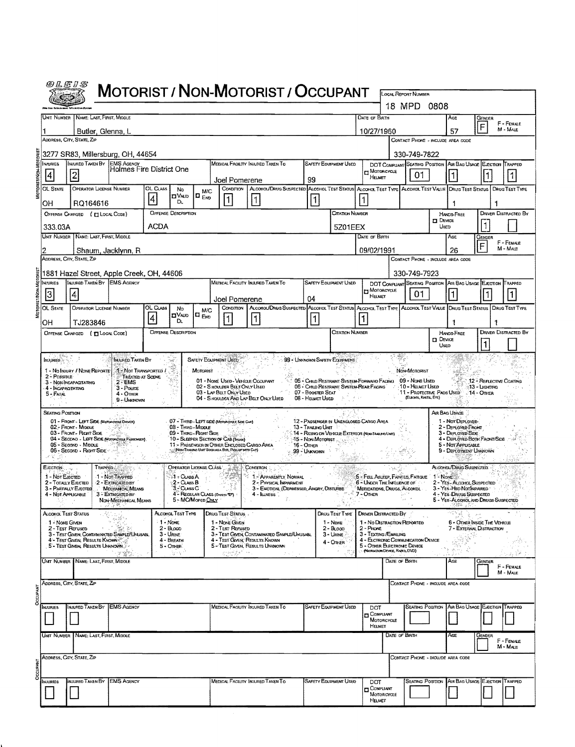# MOTORIST / NON-MOTORIST / OCCUPANT

OLEIS

LOCAL REPORT NUMBER: 18 MPD 0808

## Motorist/Non-Motorist — Unit 1

| UNIT NUMBER | NAME: LAST, FIRST, MIDDLE | DATE OF BIRTH | AGE | GENDER (F - FEMALE, M - MALE) |
|---|---|---|---|---|
| 1 | Butler, Glenna, L | 10/27/1960 | 57 | F |

| ADDRESS, CITY, STATE, ZIP | CONTACT PHONE - INCLUDE AREA CODE |
|---|---|
| 3277 SR83, Millersburg, OH, 44654 | 330-749-7822 |

| INJURIES | INJURED TAKEN BY | EMS AGENCY | MEDICAL FACILITY INJURED TAKEN TO | SAFETY EQUIPMENT USED | DOT COMPLIANT MOTORCYCLE HELMET | SEATING POSITION | AIR BAG USAGE | EJECTION | TRAPPED |
|---|---|---|---|---|---|---|---|---|---|
| 4 | 2 | Holmes Fire District One | Joel Pomerene | 99 | | 01 | 1 | 1 | 1 |

| OL STATE | OPERATOR LICENSE NUMBER | OL CLASS | NO VALID DL | M/C END | CONDITION | ALCOHOL/DRUG SUSPECTED | ALCOHOL TEST STATUS | ALCOHOL TEST TYPE | ALCOHOL TEST VALUE | DRUG TEST STATUS | DRUG TEST TYPE |
|---|---|---|---|---|---|---|---|---|---|---|---|
| OH | RQ164616 | 4 | | | 1 | 1 | 1 | 1 | | 1 | 1 |

| OFFENSE CHARGED ( LOCAL CODE) | OFFENSE DESCRIPTION | CITATION NUMBER | HANDS-FREE DEVICE USED | DRIVER DISTRACTED BY |
|---|---|---|---|---|
| 333.03A | ACDA | 5Z01EEX | | 1 |

## Motorist/Non-Motorist — Unit 2

| UNIT NUMBER | NAME: LAST, FIRST, MIDDLE | DATE OF BIRTH | AGE | GENDER (F - FEMALE, M - MALE) |
|---|---|---|---|---|
| 2 | Shaum, Jacklynn, R | 09/02/1991 | 26 | F |

| ADDRESS, CITY, STATE, ZIP | CONTACT PHONE - INCLUDE AREA CODE |
|---|---|
| 1881 Hazel Street, Apple Creek, OH, 44606 | 330-749-7923 |

| INJURIES | INJURED TAKEN BY | EMS AGENCY | MEDICAL FACILITY INJURED TAKEN TO | SAFETY EQUIPMENT USED | DOT COMPLIANT MOTORCYCLE HELMET | SEATING POSITION | AIR BAG USAGE | EJECTION | TRAPPED |
|---|---|---|---|---|---|---|---|---|---|
| 3 | 4 | | Joel Pomerene | 04 | | 01 | 1 | 1 | 1 |

| OL STATE | OPERATOR LICENSE NUMBER | OL CLASS | NO VALID DL | M/C END | CONDITION | ALCOHOL/DRUG SUSPECTED | ALCOHOL TEST STATUS | ALCOHOL TEST TYPE | ALCOHOL TEST VALUE | DRUG TEST STATUS | DRUG TEST TYPE |
|---|---|---|---|---|---|---|---|---|---|---|---|
| OH | TJ283846 | 4 | | | 1 | 1 | 1 | 1 | | 1 | 1 |

| OFFENSE CHARGED ( LOCAL CODE) | OFFENSE DESCRIPTION | CITATION NUMBER | HANDS-FREE DEVICE USED | DRIVER DISTRACTED BY |
|---|---|---|---|---|
| | | | | 1 |

## Codes

**INJURIES**
1 - No Injury / None Reported
2 - Possible
3 - Non-Incapacitating
4 - Incapacitating
5 - Fatal

**INJURED TAKEN BY**
1 - Not Transported / Treated at Scene
2 - EMS
3 - Police
4 - Other
9 - Unknown

**SAFETY EQUIPMENT USED**
99 - Unknown Safety Equipment

Motorist:
01 - None Used - Vehicle Occupant
02 - Shoulder Belt Only Used
03 - Lap Belt Only Used
04 - Shoulder And Lap Belt Only Used
05 - Child Restraint System-Forward Facing
06 - Child Restraint System-Rear Facing
07 - Booster Seat
08 - Helmet Used

Non-Motorist:
09 - None Used
10 - Helmet Used
11 - Protective Pads Used (Elbows, Knees, Etc)
12 - Reflective Coating
13 - Lighting
14 - Other

**SEATING POSITION**
01 - Front - Left Side (Motorcycle Driver)
02 - Front - Middle
03 - Front - Right Side
04 - Second - Left Side (Motorcycle Passenger)
05 - Second - Middle
06 - Second - Right Side
07 - Third - Left Side (Motorcycle Side Car)
08 - Third - Middle
09 - Third - Right Side
10 - Sleeper Section of Cab (Truck)
11 - Passenger in Other Enclosed Cargo Area (Non-Trailing Unit Such as a Bus, Pick-up with Cap)
12 - Passenger in Unenclosed Cargo Area
13 - Trailing Unit
14 - Riding on Vehicle Exterior (Non-Trailing Unit)
15 - Non-Motorist
16 - Other
99 - Unknown

**AIR BAG USAGE**
1 - Not Deployed
2 - Deployed Front
3 - Deployed Side
4 - Deployed Both Front/Side
5 - Not Applicable
9 - Deployment Unknown

**EJECTION**
1 - Not Ejected
2 - Totally Ejected
3 - Partially Ejected
4 - Not Applicable

**TRAPPED**
1 - Not Trapped
2 - Extricated by Mechanical Means
3 - Extricated by Non-Mechanical Means

**OPERATOR LICENSE CLASS**
1 - Class A
2 - Class B
3 - Class C
4 - Regular Class (Ohio is "D")
5 - MC/Moped Only

**CONDITION**
1 - Apparently Normal
2 - Physical Impairment
3 - Emotional (Depressed, Angry, Disturbed)
4 - Illness
5 - Fell Asleep, Fainted, Fatigue
6 - Under the Influence of Medications, Drugs, Alcohol
7 - Other

**ALCOHOL/DRUG SUSPECTED**
1 - None
2 - Yes - Alcohol Suspected
3 - Yes - HBD Not Impaired
4 - Yes - Drugs Suspected
5 - Yes - Alcohol and Drugs Suspected

**ALCOHOL TEST STATUS**
1 - None Given
2 - Test Refused
3 - Test Given, Contaminated Sample/Unusable
4 - Test Given, Results Known
5 - Test Given, Results Unknown

**ALCOHOL TEST TYPE**
1 - None
2 - Blood
3 - Urine
4 - Breath
5 - Other

**DRUG TEST STATUS**
1 - None Given
2 - Test Refused
3 - Test Given, Contaminated Sample/Unusable
4 - Test Given, Results Known
5 - Test Given, Results Unknown

**DRUG TEST TYPE**
1 - None
2 - Blood
3 - Urine
4 - Other

**DRIVER DISTRACTED BY**
1 - No Distraction Reported
2 - Phone
3 - Texting /Emailing
4 - Electronic Communication Device
5 - Other Electronic Device (Navigation Device, Radio, DVD)
6 - Other Inside the Vehicle
7 - External Distraction

## Occupant

| UNIT NUMBER | NAME: LAST, FIRST, MIDDLE | DATE OF BIRTH | AGE | GENDER (F - FEMALE, M - MALE) |
|---|---|---|---|---|
| | | | | |

| ADDRESS, CITY, STATE, ZIP | CONTACT PHONE - INCLUDE AREA CODE |
|---|---|
| | |

| INJURIES | INJURED TAKEN BY | EMS AGENCY | MEDICAL FACILITY INJURED TAKEN TO | SAFETY EQUIPMENT USED | DOT COMPLIANT MOTORCYCLE HELMET | SEATING POSITION | AIR BAG USAGE | EJECTION | TRAPPED |
|---|---|---|---|---|---|---|---|---|---|
| | | | | | | | | | |

## Occupant

| UNIT NUMBER | NAME: LAST, FIRST, MIDDLE | DATE OF BIRTH | AGE | GENDER (F - FEMALE, M - MALE) |
|---|---|---|---|---|
| | | | | |

| ADDRESS, CITY, STATE, ZIP | CONTACT PHONE - INCLUDE AREA CODE |
|---|---|
| | |

| INJURIES | INJURED TAKEN BY | EMS AGENCY | MEDICAL FACILITY INJURED TAKEN TO | SAFETY EQUIPMENT USED | DOT COMPLIANT MOTORCYCLE HELMET | SEATING POSITION | AIR BAG USAGE | EJECTION | TRAPPED |
|---|---|---|---|---|---|---|---|---|---|
| | | | | | | | | | |